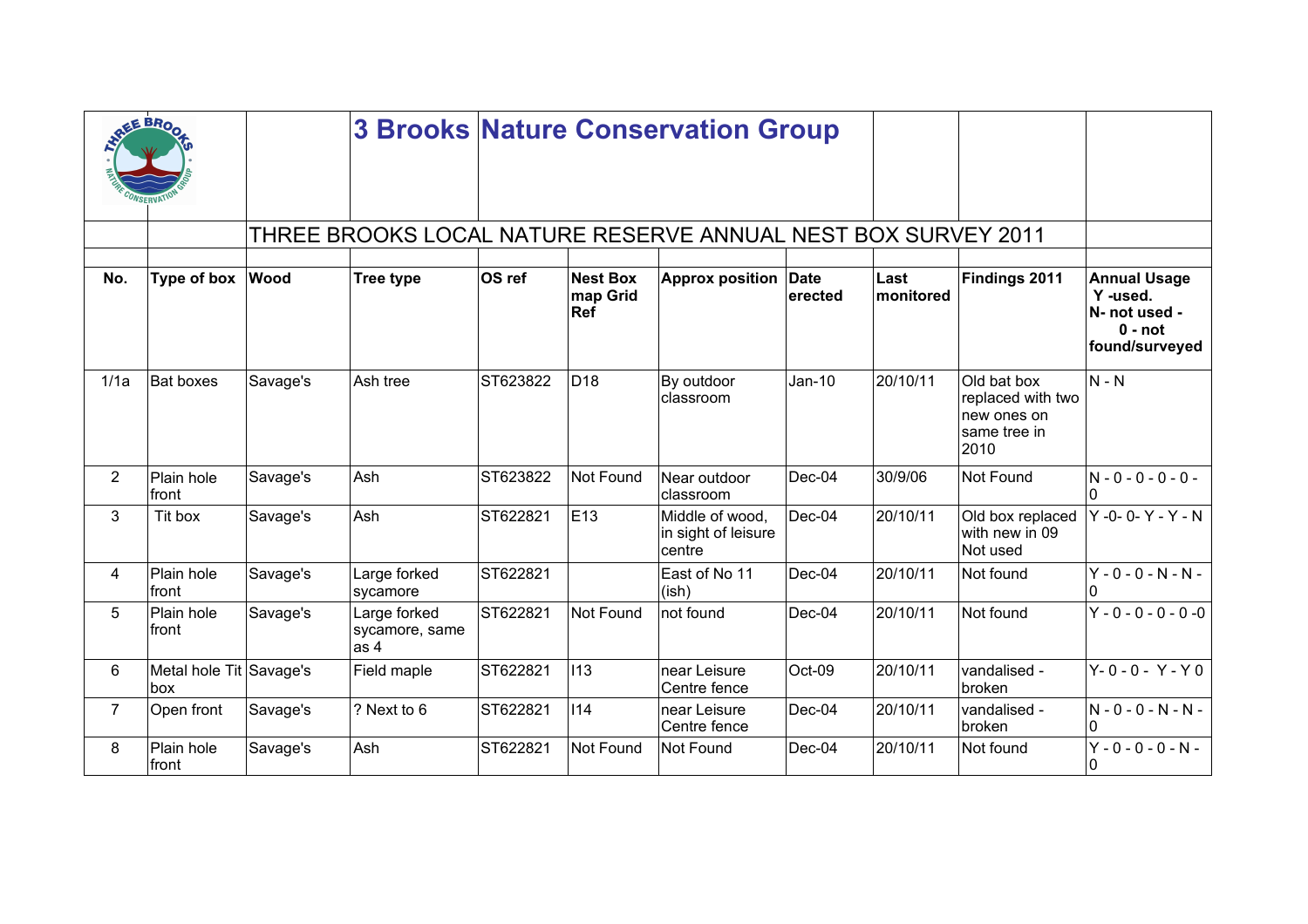# 3 Brooks Nature Conservation Group

## THREE BROOKS LOCAL NATURE RESERVE ANNUAL NEST BOX SURVEY 2011

| No. | Type of box | Wood | Tree type | OS ref | Nest Box map Grid Ref | Approx position | Date erected | Last monitored | Findings 2011 | Annual Usage Y -used. N- not used - 0 - not found/surveyed |
|---|---|---|---|---|---|---|---|---|---|---|
| 1/1a | Bat boxes | Savage's | Ash tree | ST623822 | D18 | By outdoor classroom | Jan-10 | 20/10/11 | Old bat box replaced with two new ones on same tree in 2010 | N - N |
| 2 | Plain hole front | Savage's | Ash | ST623822 | Not Found | Near outdoor classroom | Dec-04 | 30/9/06 | Not Found | N - 0 - 0 - 0 - 0 - 0 |
| 3 | Tit box | Savage's | Ash | ST622821 | E13 | Middle of wood, in sight of leisure centre | Dec-04 | 20/10/11 | Old box replaced with new in 09 Not used | Y -0- 0- Y - Y - N |
| 4 | Plain hole front | Savage's | Large forked sycamore | ST622821 | | East of No 11 (ish) | Dec-04 | 20/10/11 | Not found | Y - 0 - 0 - N - N - 0 |
| 5 | Plain hole front | Savage's | Large forked sycamore, same as 4 | ST622821 | Not Found | not found | Dec-04 | 20/10/11 | Not found | Y - 0 - 0 - 0 - 0 -0 |
| 6 | Metal hole Tit box | Savage's | Field maple | ST622821 | I13 | near Leisure Centre fence | Oct-09 | 20/10/11 | vandalised - broken | Y- 0 - 0 - Y - Y 0 |
| 7 | Open front | Savage's | ? Next to 6 | ST622821 | I14 | near Leisure Centre fence | Dec-04 | 20/10/11 | vandalised - broken | N - 0 - 0 - N - N - 0 |
| 8 | Plain hole front | Savage's | Ash | ST622821 | Not Found | Not Found | Dec-04 | 20/10/11 | Not found | Y - 0 - 0 - 0 - N - 0 |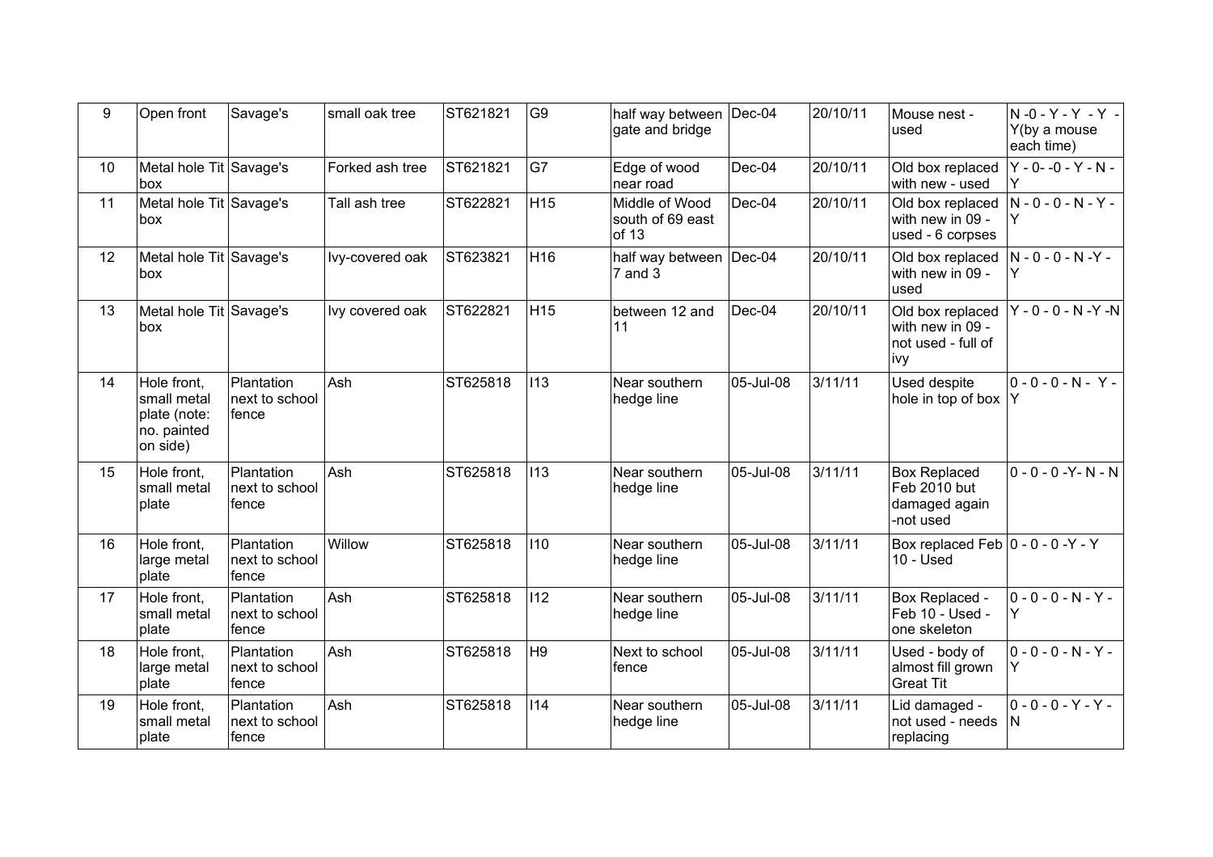| 9 | Open front | Savage's | small oak tree | ST621821 | G9 | half way between gate and bridge | Dec-04 | 20/10/11 | Mouse nest - used | N -0 - Y - Y - Y - Y(by a mouse each time) |
|---|---|---|---|---|---|---|---|---|---|---|
| 10 | Metal hole Tit box | Savage's | Forked ash tree | ST621821 | G7 | Edge of wood near road | Dec-04 | 20/10/11 | Old box replaced with new - used | Y - 0- -0 - Y - N - Y |
| 11 | Metal hole Tit box | Savage's | Tall ash tree | ST622821 | H15 | Middle of Wood south of 69 east of 13 | Dec-04 | 20/10/11 | Old box replaced with new in 09 - used - 6 corpses | N - 0 - 0 - N - Y - Y |
| 12 | Metal hole Tit box | Savage's | Ivy-covered oak | ST623821 | H16 | half way between 7 and 3 | Dec-04 | 20/10/11 | Old box replaced with new in 09 - used | N - 0 - 0 - N -Y - Y |
| 13 | Metal hole Tit box | Savage's | Ivy covered oak | ST622821 | H15 | between 12 and 11 | Dec-04 | 20/10/11 | Old box replaced with new in 09 - not used - full of ivy | Y - 0 - 0 - N -Y -N |
| 14 | Hole front, small metal plate (note: no. painted on side) | Plantation next to school fence | Ash | ST625818 | I13 | Near southern hedge line | 05-Jul-08 | 3/11/11 | Used despite hole in top of box | 0 - 0 - 0 - N - Y - Y |
| 15 | Hole front, small metal plate | Plantation next to school fence | Ash | ST625818 | I13 | Near southern hedge line | 05-Jul-08 | 3/11/11 | Box Replaced Feb 2010 but damaged again -not used | 0 - 0 - 0 -Y- N - N |
| 16 | Hole front, large metal plate | Plantation next to school fence | Willow | ST625818 | I10 | Near southern hedge line | 05-Jul-08 | 3/11/11 | Box replaced Feb 10 - Used | 0 - 0 - 0 -Y - Y |
| 17 | Hole front, small metal plate | Plantation next to school fence | Ash | ST625818 | I12 | Near southern hedge line | 05-Jul-08 | 3/11/11 | Box Replaced - Feb 10 - Used - one skeleton | 0 - 0 - 0 - N - Y - Y |
| 18 | Hole front, large metal plate | Plantation next to school fence | Ash | ST625818 | H9 | Next to school fence | 05-Jul-08 | 3/11/11 | Used - body of almost fill grown Great Tit | 0 - 0 - 0 - N - Y - Y |
| 19 | Hole front, small metal plate | Plantation next to school fence | Ash | ST625818 | I14 | Near southern hedge line | 05-Jul-08 | 3/11/11 | Lid damaged - not used - needs replacing | 0 - 0 - 0 - Y - Y - N |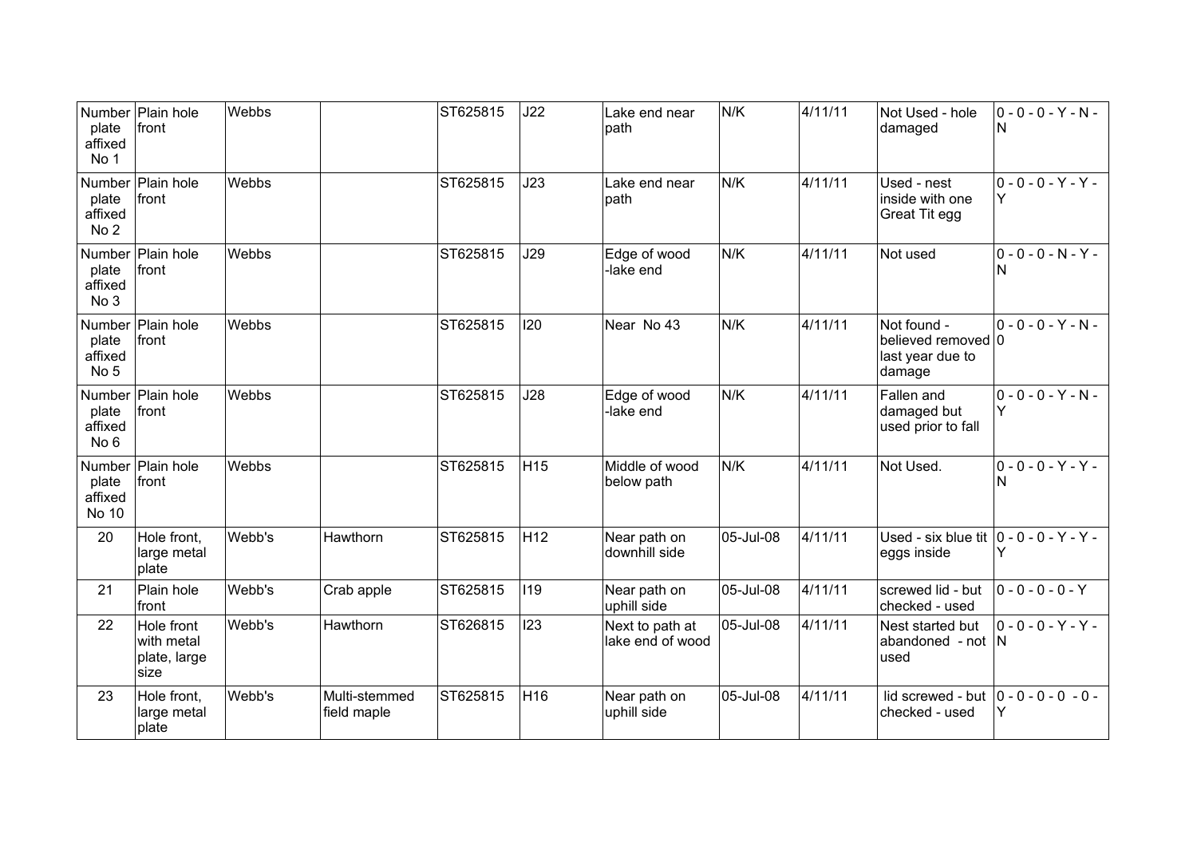| | | | | | | | | | | |
|---|---|---|---|---|---|---|---|---|---|---|
| Number plate affixed No 1 | Plain hole front | Webbs | | ST625815 | J22 | Lake end near path | N/K | 4/11/11 | Not Used - hole damaged | 0 - 0 - 0 - Y - N - N |
| Number plate affixed No 2 | Plain hole front | Webbs | | ST625815 | J23 | Lake end near path | N/K | 4/11/11 | Used - nest inside with one Great Tit egg | 0 - 0 - 0 - Y - Y - Y |
| Number plate affixed No 3 | Plain hole front | Webbs | | ST625815 | J29 | Edge of wood -lake end | N/K | 4/11/11 | Not used | 0 - 0 - 0 - N - Y - N |
| Number plate affixed No 5 | Plain hole front | Webbs | | ST625815 | I20 | Near No 43 | N/K | 4/11/11 | Not found - believed removed last year due to damage | 0 - 0 - 0 - Y - N - 0 |
| Number plate affixed No 6 | Plain hole front | Webbs | | ST625815 | J28 | Edge of wood -lake end | N/K | 4/11/11 | Fallen and damaged but used prior to fall | 0 - 0 - 0 - Y - N - Y |
| Number plate affixed No 10 | Plain hole front | Webbs | | ST625815 | H15 | Middle of wood below path | N/K | 4/11/11 | Not Used. | 0 - 0 - 0 - Y - Y - N |
| 20 | Hole front, large metal plate | Webb's | Hawthorn | ST625815 | H12 | Near path on downhill side | 05-Jul-08 | 4/11/11 | Used - six blue tit eggs inside | 0 - 0 - 0 - Y - Y - Y |
| 21 | Plain hole front | Webb's | Crab apple | ST625815 | I19 | Near path on uphill side | 05-Jul-08 | 4/11/11 | screwed lid - but checked - used | 0 - 0 - 0 - 0 - Y |
| 22 | Hole front with metal plate, large size | Webb's | Hawthorn | ST626815 | I23 | Next to path at lake end of wood | 05-Jul-08 | 4/11/11 | Nest started but abandoned - not used | 0 - 0 - 0 - Y - Y - N |
| 23 | Hole front, large metal plate | Webb's | Multi-stemmed field maple | ST625815 | H16 | Near path on uphill side | 05-Jul-08 | 4/11/11 | lid screwed - but checked - used | 0 - 0 - 0 - 0 - 0 - Y |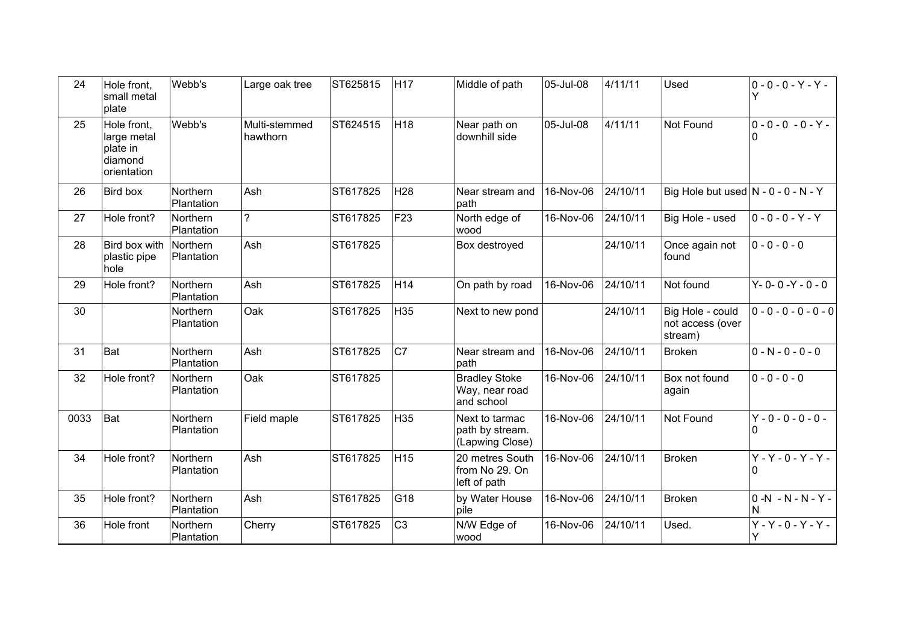| 24 | Hole front, small metal plate | Webb's | Large oak tree | ST625815 | H17 | Middle of path | 05-Jul-08 | 4/11/11 | Used | 0 - 0 - 0 - Y - Y - Y |
|---|---|---|---|---|---|---|---|---|---|---|
| 25 | Hole front, large metal plate in diamond orientation | Webb's | Multi-stemmed hawthorn | ST624515 | H18 | Near path on downhill side | 05-Jul-08 | 4/11/11 | Not Found | 0 - 0 - 0 - 0 - Y - 0 |
| 26 | Bird box | Northern Plantation | Ash | ST617825 | H28 | Near stream and path | 16-Nov-06 | 24/10/11 | Big Hole but used | N - 0 - 0 - N - Y |
| 27 | Hole front? | Northern Plantation | ? | ST617825 | F23 | North edge of wood | 16-Nov-06 | 24/10/11 | Big Hole - used | 0 - 0 - 0 - Y - Y |
| 28 | Bird box with plastic pipe hole | Northern Plantation | Ash | ST617825 | | Box destroyed | | 24/10/11 | Once again not found | 0 - 0 - 0 - 0 |
| 29 | Hole front? | Northern Plantation | Ash | ST617825 | H14 | On path by road | 16-Nov-06 | 24/10/11 | Not found | Y- 0- 0 -Y - 0 - 0 |
| 30 | | Northern Plantation | Oak | ST617825 | H35 | Next to new pond | | 24/10/11 | Big Hole - could not access (over stream) | 0 - 0 - 0 - 0 - 0 - 0 |
| 31 | Bat | Northern Plantation | Ash | ST617825 | C7 | Near stream and path | 16-Nov-06 | 24/10/11 | Broken | 0 - N - 0 - 0 - 0 |
| 32 | Hole front? | Northern Plantation | Oak | ST617825 | | Bradley Stoke Way, near road and school | 16-Nov-06 | 24/10/11 | Box not found again | 0 - 0 - 0 - 0 |
| 0033 | Bat | Northern Plantation | Field maple | ST617825 | H35 | Next to tarmac path by stream. (Lapwing Close) | 16-Nov-06 | 24/10/11 | Not Found | Y - 0 - 0 - 0 - 0 - 0 |
| 34 | Hole front? | Northern Plantation | Ash | ST617825 | H15 | 20 metres South from No 29. On left of path | 16-Nov-06 | 24/10/11 | Broken | Y - Y - 0 - Y - Y - 0 |
| 35 | Hole front? | Northern Plantation | Ash | ST617825 | G18 | by Water House pile | 16-Nov-06 | 24/10/11 | Broken | 0 -N - N - N - Y - N |
| 36 | Hole front | Northern Plantation | Cherry | ST617825 | C3 | N/W Edge of wood | 16-Nov-06 | 24/10/11 | Used. | Y - Y - 0 - Y - Y - Y |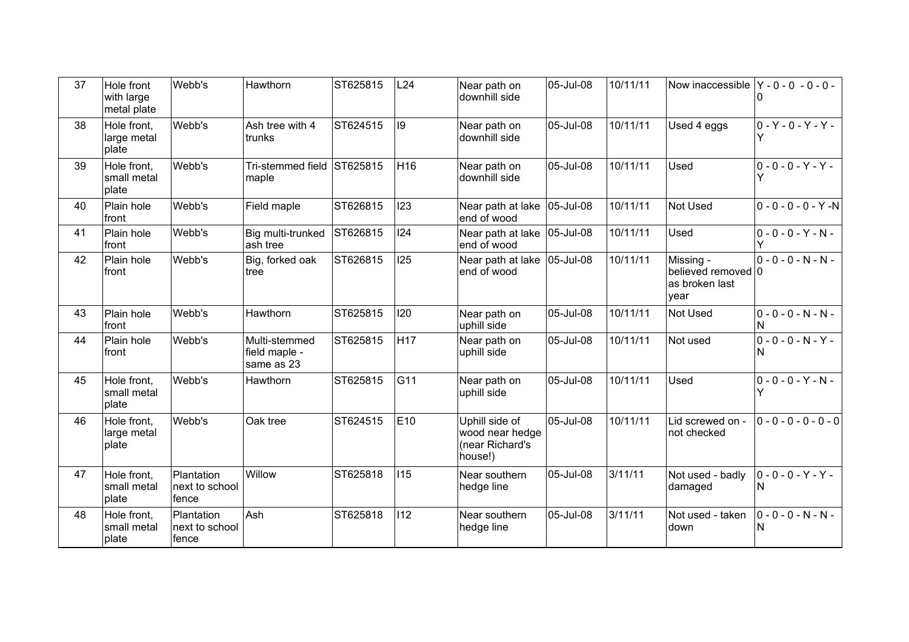| 37 | Hole front with large metal plate | Webb's | Hawthorn | ST625815 | L24 | Near path on downhill side | 05-Jul-08 | 10/11/11 | Now inaccessible | Y - 0 - 0 - 0 - 0 - 0 |
|---|---|---|---|---|---|---|---|---|---|---|
| 38 | Hole front, large metal plate | Webb's | Ash tree with 4 trunks | ST624515 | I9 | Near path on downhill side | 05-Jul-08 | 10/11/11 | Used 4 eggs | 0 - Y - 0 - Y - Y - Y |
| 39 | Hole front, small metal plate | Webb's | Tri-stemmed field maple | ST625815 | H16 | Near path on downhill side | 05-Jul-08 | 10/11/11 | Used | 0 - 0 - 0 - Y - Y - Y |
| 40 | Plain hole front | Webb's | Field maple | ST626815 | I23 | Near path at lake end of wood | 05-Jul-08 | 10/11/11 | Not Used | 0 - 0 - 0 - 0 - Y -N |
| 41 | Plain hole front | Webb's | Big multi-trunked ash tree | ST626815 | I24 | Near path at lake end of wood | 05-Jul-08 | 10/11/11 | Used | 0 - 0 - 0 - Y - N - Y |
| 42 | Plain hole front | Webb's | Big, forked oak tree | ST626815 | I25 | Near path at lake end of wood | 05-Jul-08 | 10/11/11 | Missing - believed removed as broken last year | 0 - 0 - 0 - N - N - 0 |
| 43 | Plain hole front | Webb's | Hawthorn | ST625815 | I20 | Near path on uphill side | 05-Jul-08 | 10/11/11 | Not Used | 0 - 0 - 0 - N - N - N |
| 44 | Plain hole front | Webb's | Multi-stemmed field maple - same as 23 | ST625815 | H17 | Near path on uphill side | 05-Jul-08 | 10/11/11 | Not used | 0 - 0 - 0 - N - Y - N |
| 45 | Hole front, small metal plate | Webb's | Hawthorn | ST625815 | G11 | Near path on uphill side | 05-Jul-08 | 10/11/11 | Used | 0 - 0 - 0 - Y - N - Y |
| 46 | Hole front, large metal plate | Webb's | Oak tree | ST624515 | E10 | Uphill side of wood near hedge (near Richard's house!) | 05-Jul-08 | 10/11/11 | Lid screwed on - not checked | 0 - 0 - 0 - 0 - 0 - 0 |
| 47 | Hole front, small metal plate | Plantation next to school fence | Willow | ST625818 | I15 | Near southern hedge line | 05-Jul-08 | 3/11/11 | Not used - badly damaged | 0 - 0 - 0 - Y - Y - N |
| 48 | Hole front, small metal plate | Plantation next to school fence | Ash | ST625818 | I12 | Near southern hedge line | 05-Jul-08 | 3/11/11 | Not used - taken down | 0 - 0 - 0 - N - N - N |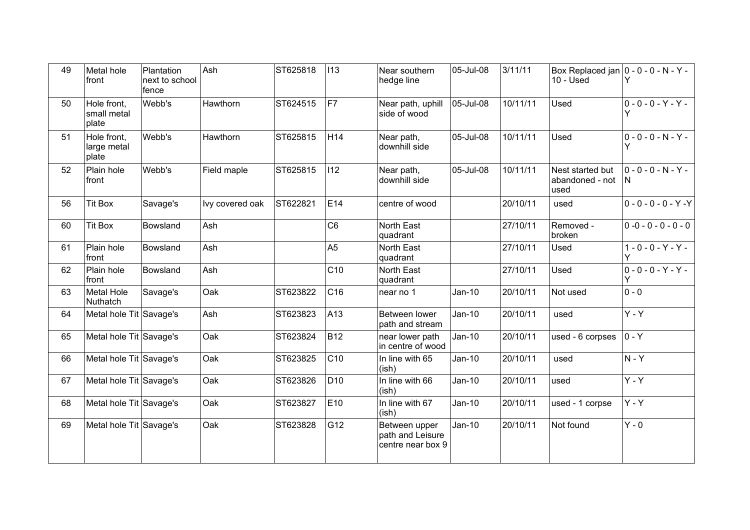| 49 | Metal hole front | Plantation next to school fence | Ash | ST625818 | I13 | Near southern hedge line | 05-Jul-08 | 3/11/11 | Box Replaced jan 10 - Used | 0 - 0 - 0 - N - Y - Y |
|---|---|---|---|---|---|---|---|---|---|---|
| 50 | Hole front, small metal plate | Webb's | Hawthorn | ST624515 | F7 | Near path, uphill side of wood | 05-Jul-08 | 10/11/11 | Used | 0 - 0 - 0 - Y - Y - Y |
| 51 | Hole front, large metal plate | Webb's | Hawthorn | ST625815 | H14 | Near path, downhill side | 05-Jul-08 | 10/11/11 | Used | 0 - 0 - 0 - N - Y - Y |
| 52 | Plain hole front | Webb's | Field maple | ST625815 | I12 | Near path, downhill side | 05-Jul-08 | 10/11/11 | Nest started but abandoned - not used | 0 - 0 - 0 - N - Y - N |
| 56 | Tit Box | Savage's | Ivy covered oak | ST622821 | E14 | centre of wood | | 20/10/11 | used | 0 - 0 - 0 - 0 - Y -Y |
| 60 | Tit Box | Bowsland | Ash | | C6 | North East quadrant | | 27/10/11 | Removed - broken | 0 -0 - 0 - 0 - 0 - 0 |
| 61 | Plain hole front | Bowsland | Ash | | A5 | North East quadrant | | 27/10/11 | Used | 1 - 0 - 0 - Y - Y - Y |
| 62 | Plain hole front | Bowsland | Ash | | C10 | North East quadrant | | 27/10/11 | Used | 0 - 0 - 0 - Y - Y - Y |
| 63 | Metal Hole Nuthatch | Savage's | Oak | ST623822 | C16 | near no 1 | Jan-10 | 20/10/11 | Not used | 0 - 0 |
| 64 | Metal hole Tit | Savage's | Ash | ST623823 | A13 | Between lower path and stream | Jan-10 | 20/10/11 | used | Y - Y |
| 65 | Metal hole Tit | Savage's | Oak | ST623824 | B12 | near lower path in centre of wood | Jan-10 | 20/10/11 | used - 6 corpses | 0 - Y |
| 66 | Metal hole Tit | Savage's | Oak | ST623825 | C10 | In line with 65 (ish) | Jan-10 | 20/10/11 | used | N - Y |
| 67 | Metal hole Tit | Savage's | Oak | ST623826 | D10 | In line with 66 (ish) | Jan-10 | 20/10/11 | used | Y - Y |
| 68 | Metal hole Tit | Savage's | Oak | ST623827 | E10 | In line with 67 (ish) | Jan-10 | 20/10/11 | used - 1 corpse | Y - Y |
| 69 | Metal hole Tit | Savage's | Oak | ST623828 | G12 | Between upper path and Leisure centre near box 9 | Jan-10 | 20/10/11 | Not found | Y - 0 |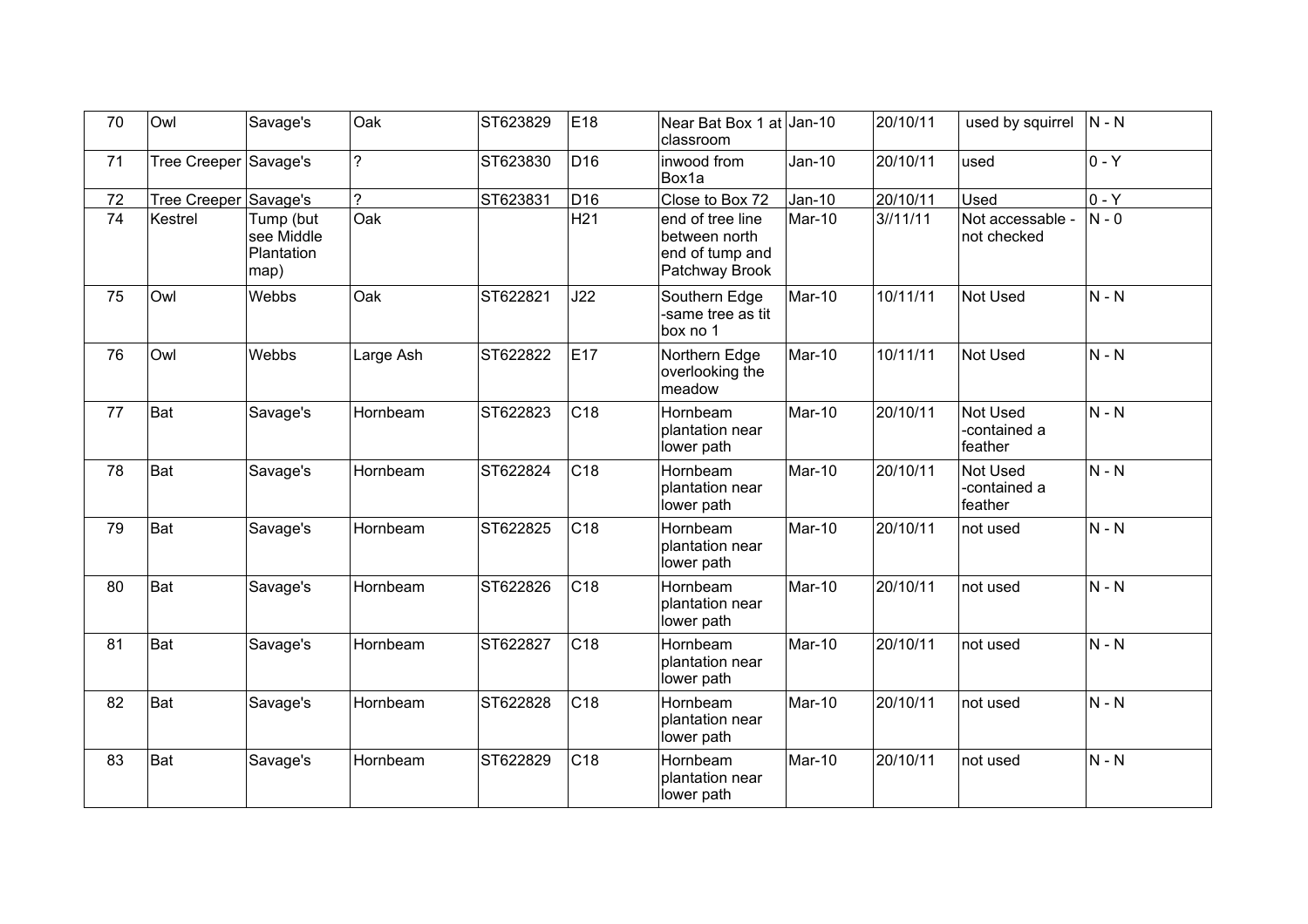| 70 | Owl | Savage's | Oak | ST623829 | E18 | Near Bat Box 1 at classroom | Jan-10 | 20/10/11 | used by squirrel | N - N |
|---|---|---|---|---|---|---|---|---|---|---|
| 71 | Tree Creeper | Savage's | ? | ST623830 | D16 | inwood from Box1a | Jan-10 | 20/10/11 | used | 0 - Y |
| 72 | Tree Creeper | Savage's | ? | ST623831 | D16 | Close to Box 72 | Jan-10 | 20/10/11 | Used | 0 - Y |
| 74 | Kestrel | Tump (but see Middle Plantation map) | Oak | | H21 | end of tree line between north end of tump and Patchway Brook | Mar-10 | 3//11/11 | Not accessable - not checked | N - 0 |
| 75 | Owl | Webbs | Oak | ST622821 | J22 | Southern Edge -same tree as tit box no 1 | Mar-10 | 10/11/11 | Not Used | N - N |
| 76 | Owl | Webbs | Large Ash | ST622822 | E17 | Northern Edge overlooking the meadow | Mar-10 | 10/11/11 | Not Used | N - N |
| 77 | Bat | Savage's | Hornbeam | ST622823 | C18 | Hornbeam plantation near lower path | Mar-10 | 20/10/11 | Not Used -contained a feather | N - N |
| 78 | Bat | Savage's | Hornbeam | ST622824 | C18 | Hornbeam plantation near lower path | Mar-10 | 20/10/11 | Not Used -contained a feather | N - N |
| 79 | Bat | Savage's | Hornbeam | ST622825 | C18 | Hornbeam plantation near lower path | Mar-10 | 20/10/11 | not used | N - N |
| 80 | Bat | Savage's | Hornbeam | ST622826 | C18 | Hornbeam plantation near lower path | Mar-10 | 20/10/11 | not used | N - N |
| 81 | Bat | Savage's | Hornbeam | ST622827 | C18 | Hornbeam plantation near lower path | Mar-10 | 20/10/11 | not used | N - N |
| 82 | Bat | Savage's | Hornbeam | ST622828 | C18 | Hornbeam plantation near lower path | Mar-10 | 20/10/11 | not used | N - N |
| 83 | Bat | Savage's | Hornbeam | ST622829 | C18 | Hornbeam plantation near lower path | Mar-10 | 20/10/11 | not used | N - N |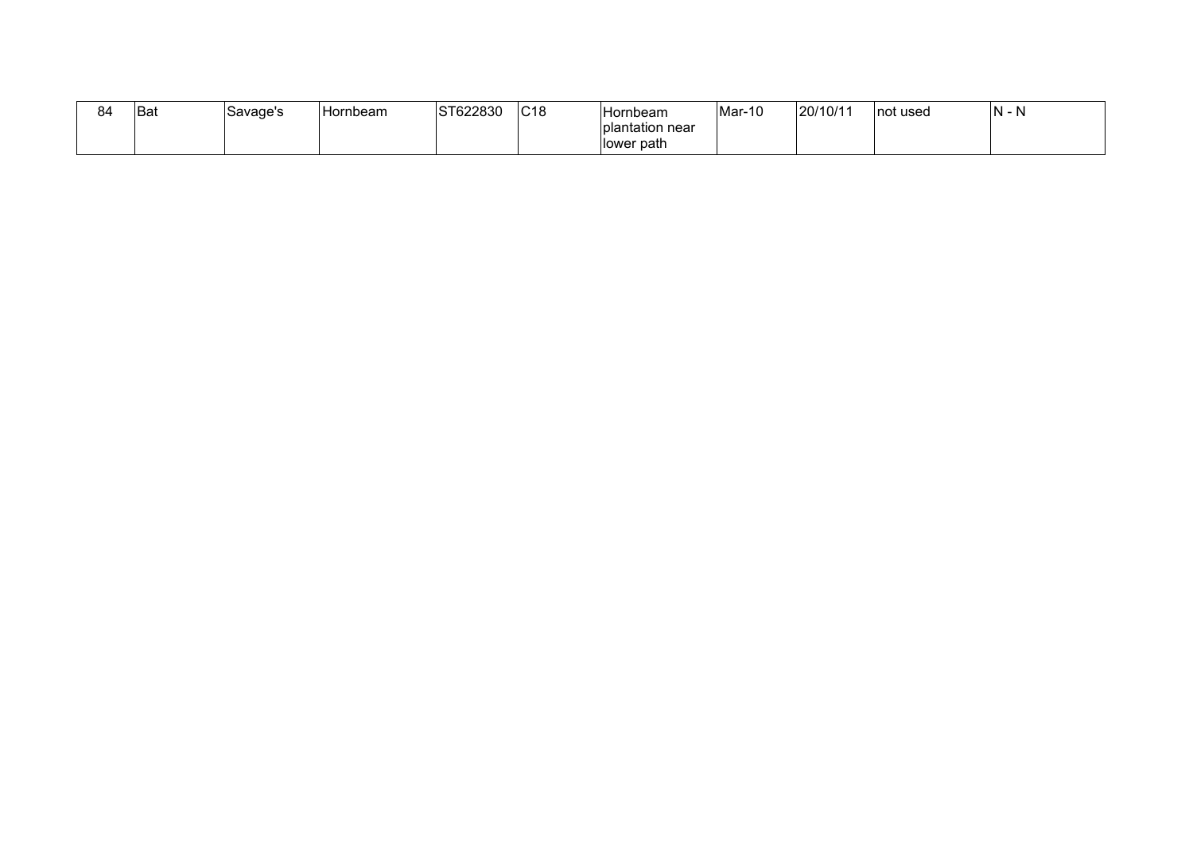| | | | | | | | | | | |
|---|---|---|---|---|---|---|---|---|---|---|
| 84 | Bat | Savage's | Hornbeam | ST622830 | C18 | Hornbeam plantation near lower path | Mar-10 | 20/10/11 | not used | N - N |